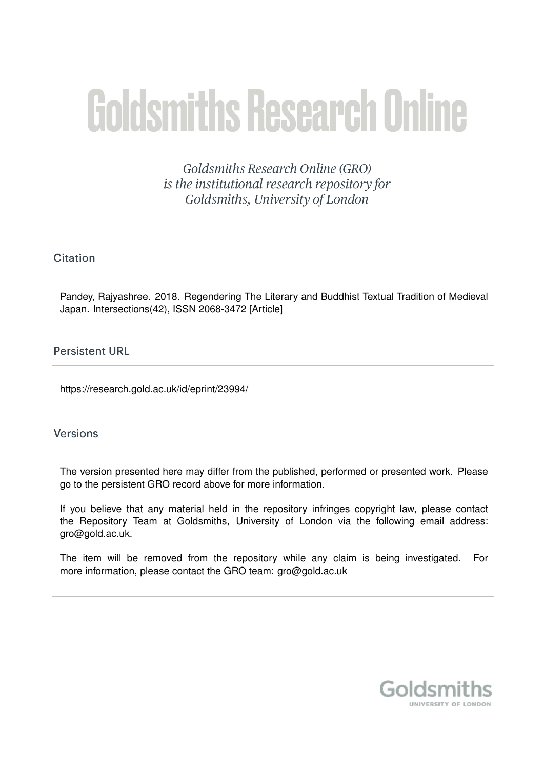# Goldsmiths Research Online

*Goldsmiths Research Online (GRO) is the institutional research repository for Goldsmiths, University of London*

## Citation

Pandey, Rajyashree. 2018. Regendering The Literary and Buddhist Textual Tradition of Medieval Japan. Intersections(42), ISSN 2068-3472 [Article]

## Persistent URL

https://research.gold.ac.uk/id/eprint/23994/

## Versions

The version presented here may differ from the published, performed or presented work. Please go to the persistent GRO record above for more information.

If you believe that any material held in the repository infringes copyright law, please contact the Repository Team at Goldsmiths, University of London via the following email address: gro@gold.ac.uk.

The item will be removed from the repository while any claim is being investigated. For more information, please contact the GRO team: gro@gold.ac.uk

Goldsmiths
UNIVERSITY OF LONDON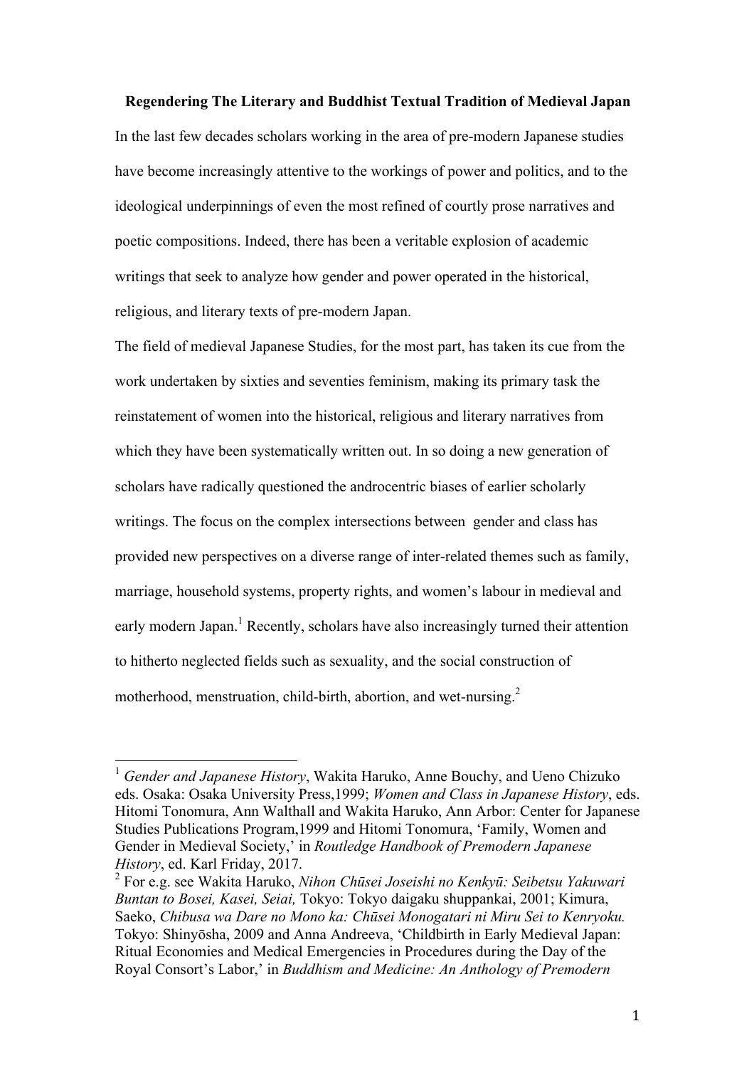**Regendering The Literary and Buddhist Textual Tradition of Medieval Japan**

In the last few decades scholars working in the area of pre-modern Japanese studies have become increasingly attentive to the workings of power and politics, and to the ideological underpinnings of even the most refined of courtly prose narratives and poetic compositions. Indeed, there has been a veritable explosion of academic writings that seek to analyze how gender and power operated in the historical, religious, and literary texts of pre-modern Japan.

The field of medieval Japanese Studies, for the most part, has taken its cue from the work undertaken by sixties and seventies feminism, making its primary task the reinstatement of women into the historical, religious and literary narratives from which they have been systematically written out. In so doing a new generation of scholars have radically questioned the androcentric biases of earlier scholarly writings. The focus on the complex intersections between gender and class has provided new perspectives on a diverse range of inter-related themes such as family, marriage, household systems, property rights, and women's labour in medieval and early modern Japan.[1] Recently, scholars have also increasingly turned their attention to hitherto neglected fields such as sexuality, and the social construction of motherhood, menstruation, child-birth, abortion, and wet-nursing.[2]

---

[1] *Gender and Japanese History*, Wakita Haruko, Anne Bouchy, and Ueno Chizuko eds. Osaka: Osaka University Press,1999; *Women and Class in Japanese History*, eds. Hitomi Tonomura, Ann Walthall and Wakita Haruko, Ann Arbor: Center for Japanese Studies Publications Program,1999 and Hitomi Tonomura, 'Family, Women and Gender in Medieval Society,' in *Routledge Handbook of Premodern Japanese History*, ed. Karl Friday, 2017.

[2] For e.g. see Wakita Haruko, *Nihon Chūsei Joseishi no Kenkyū: Seibetsu Yakuwari Buntan to Bosei, Kasei, Seiai,* Tokyo: Tokyo daigaku shuppankai, 2001; Kimura, Saeko, *Chibusa wa Dare no Mono ka: Chūsei Monogatari ni Miru Sei to Kenryoku.* Tokyo: Shinyōsha, 2009 and Anna Andreeva, 'Childbirth in Early Medieval Japan: Ritual Economies and Medical Emergencies in Procedures during the Day of the Royal Consort's Labor,' in *Buddhism and Medicine: An Anthology of Premodern*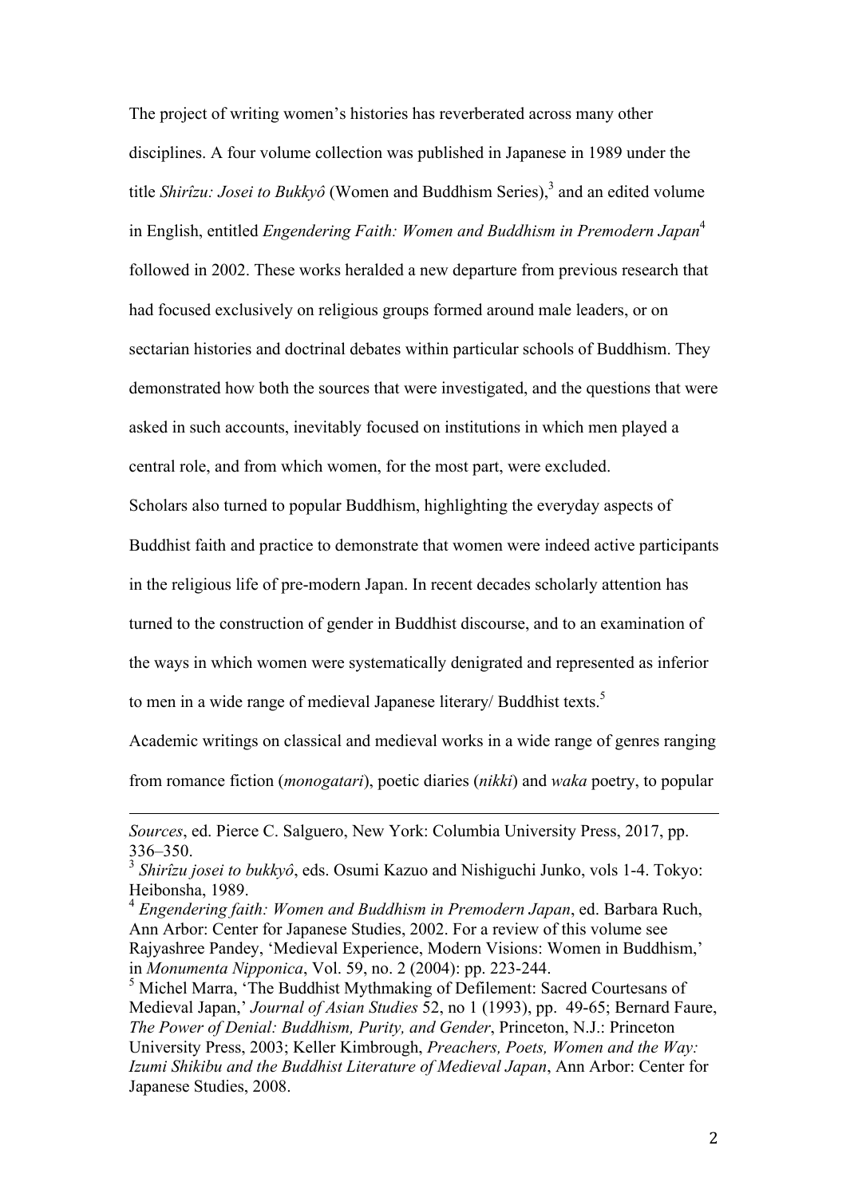The project of writing women's histories has reverberated across many other disciplines. A four volume collection was published in Japanese in 1989 under the title *Shirîzu: Josei to Bukkyô* (Women and Buddhism Series),[3] and an edited volume in English, entitled *Engendering Faith: Women and Buddhism in Premodern Japan*[4] followed in 2002. These works heralded a new departure from previous research that had focused exclusively on religious groups formed around male leaders, or on sectarian histories and doctrinal debates within particular schools of Buddhism. They demonstrated how both the sources that were investigated, and the questions that were asked in such accounts, inevitably focused on institutions in which men played a central role, and from which women, for the most part, were excluded.

Scholars also turned to popular Buddhism, highlighting the everyday aspects of Buddhist faith and practice to demonstrate that women were indeed active participants in the religious life of pre-modern Japan. In recent decades scholarly attention has turned to the construction of gender in Buddhist discourse, and to an examination of the ways in which women were systematically denigrated and represented as inferior to men in a wide range of medieval Japanese literary/ Buddhist texts.[5]

Academic writings on classical and medieval works in a wide range of genres ranging from romance fiction (*monogatari*), poetic diaries (*nikki*) and *waka* poetry, to popular

---

*Sources*, ed. Pierce C. Salguero, New York: Columbia University Press, 2017, pp. 336–350.

[3] *Shirîzu josei to bukkyô*, eds. Osumi Kazuo and Nishiguchi Junko, vols 1-4. Tokyo: Heibonsha, 1989.

[4] *Engendering faith: Women and Buddhism in Premodern Japan*, ed. Barbara Ruch, Ann Arbor: Center for Japanese Studies, 2002. For a review of this volume see Rajyashree Pandey, 'Medieval Experience, Modern Visions: Women in Buddhism,' in *Monumenta Nipponica*, Vol. 59, no. 2 (2004): pp. 223-244.

[5] Michel Marra, 'The Buddhist Mythmaking of Defilement: Sacred Courtesans of Medieval Japan,' *Journal of Asian Studies* 52, no 1 (1993), pp. 49-65; Bernard Faure, *The Power of Denial: Buddhism, Purity, and Gender*, Princeton, N.J.: Princeton University Press, 2003; Keller Kimbrough, *Preachers, Poets, Women and the Way: Izumi Shikibu and the Buddhist Literature of Medieval Japan*, Ann Arbor: Center for Japanese Studies, 2008.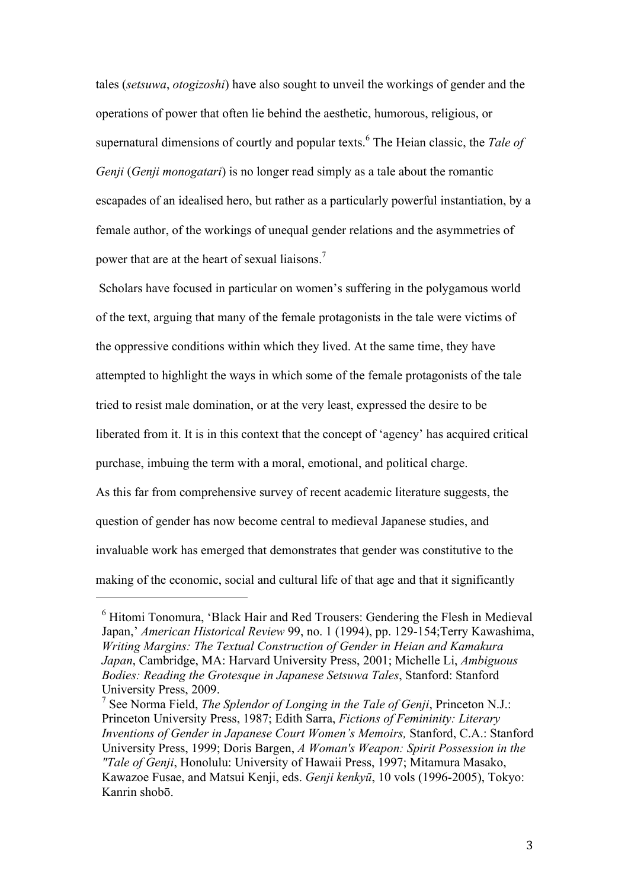tales (*setsuwa*, *otogizoshi*) have also sought to unveil the workings of gender and the operations of power that often lie behind the aesthetic, humorous, religious, or supernatural dimensions of courtly and popular texts.[6] The Heian classic, the *Tale of Genji* (*Genji monogatari*) is no longer read simply as a tale about the romantic escapades of an idealised hero, but rather as a particularly powerful instantiation, by a female author, of the workings of unequal gender relations and the asymmetries of power that are at the heart of sexual liaisons.[7]

Scholars have focused in particular on women's suffering in the polygamous world of the text, arguing that many of the female protagonists in the tale were victims of the oppressive conditions within which they lived. At the same time, they have attempted to highlight the ways in which some of the female protagonists of the tale tried to resist male domination, or at the very least, expressed the desire to be liberated from it. It is in this context that the concept of 'agency' has acquired critical purchase, imbuing the term with a moral, emotional, and political charge.

As this far from comprehensive survey of recent academic literature suggests, the question of gender has now become central to medieval Japanese studies, and invaluable work has emerged that demonstrates that gender was constitutive to the making of the economic, social and cultural life of that age and that it significantly

---

[6] Hitomi Tonomura, 'Black Hair and Red Trousers: Gendering the Flesh in Medieval Japan,' *American Historical Review* 99, no. 1 (1994), pp. 129-154;Terry Kawashima, *Writing Margins: The Textual Construction of Gender in Heian and Kamakura Japan*, Cambridge, MA: Harvard University Press, 2001; Michelle Li, *Ambiguous Bodies: Reading the Grotesque in Japanese Setsuwa Tales*, Stanford: Stanford University Press, 2009.

[7] See Norma Field, *The Splendor of Longing in the Tale of Genji*, Princeton N.J.: Princeton University Press, 1987; Edith Sarra, *Fictions of Femininity: Literary Inventions of Gender in Japanese Court Women's Memoirs,* Stanford, C.A.: Stanford University Press, 1999; Doris Bargen, *A Woman's Weapon: Spirit Possession in the "Tale of Genji*, Honolulu: University of Hawaii Press, 1997; Mitamura Masako, Kawazoe Fusae, and Matsui Kenji, eds. *Genji kenkyū*, 10 vols (1996-2005), Tokyo: Kanrin shobō.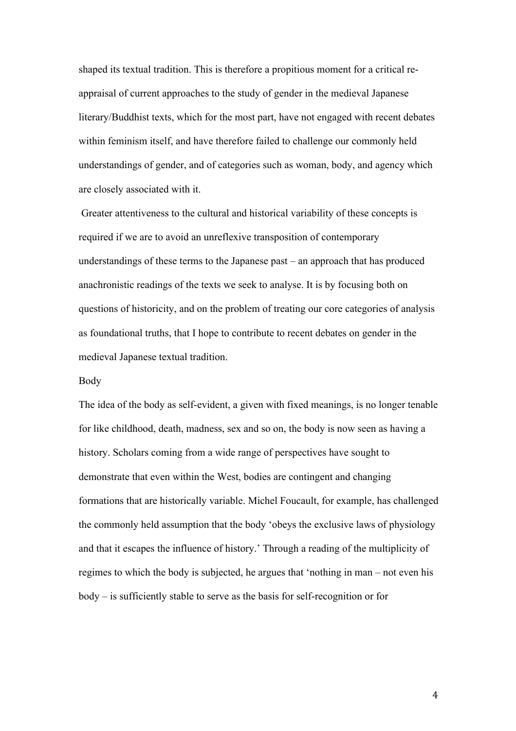shaped its textual tradition. This is therefore a propitious moment for a critical re-appraisal of current approaches to the study of gender in the medieval Japanese literary/Buddhist texts, which for the most part, have not engaged with recent debates within feminism itself, and have therefore failed to challenge our commonly held understandings of gender, and of categories such as woman, body, and agency which are closely associated with it.

Greater attentiveness to the cultural and historical variability of these concepts is required if we are to avoid an unreflexive transposition of contemporary understandings of these terms to the Japanese past – an approach that has produced anachronistic readings of the texts we seek to analyse. It is by focusing both on questions of historicity, and on the problem of treating our core categories of analysis as foundational truths, that I hope to contribute to recent debates on gender in the medieval Japanese textual tradition.

## Body

The idea of the body as self-evident, a given with fixed meanings, is no longer tenable for like childhood, death, madness, sex and so on, the body is now seen as having a history. Scholars coming from a wide range of perspectives have sought to demonstrate that even within the West, bodies are contingent and changing formations that are historically variable. Michel Foucault, for example, has challenged the commonly held assumption that the body 'obeys the exclusive laws of physiology and that it escapes the influence of history.' Through a reading of the multiplicity of regimes to which the body is subjected, he argues that 'nothing in man – not even his body – is sufficiently stable to serve as the basis for self-recognition or for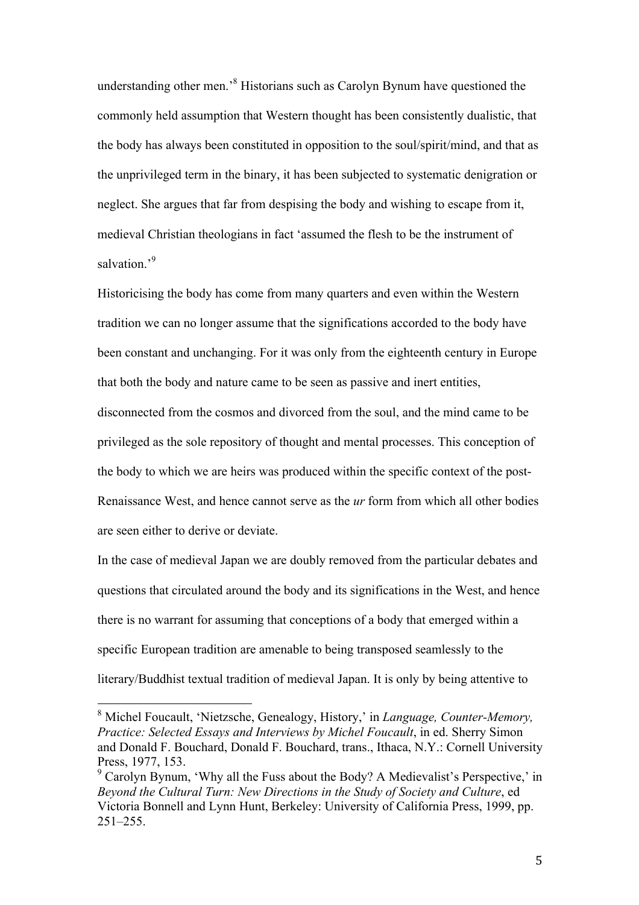understanding other men.'[8] Historians such as Carolyn Bynum have questioned the commonly held assumption that Western thought has been consistently dualistic, that the body has always been constituted in opposition to the soul/spirit/mind, and that as the unprivileged term in the binary, it has been subjected to systematic denigration or neglect. She argues that far from despising the body and wishing to escape from it, medieval Christian theologians in fact 'assumed the flesh to be the instrument of salvation.'[9]

Historicising the body has come from many quarters and even within the Western tradition we can no longer assume that the significations accorded to the body have been constant and unchanging. For it was only from the eighteenth century in Europe that both the body and nature came to be seen as passive and inert entities, disconnected from the cosmos and divorced from the soul, and the mind came to be privileged as the sole repository of thought and mental processes. This conception of the body to which we are heirs was produced within the specific context of the post-Renaissance West, and hence cannot serve as the *ur* form from which all other bodies are seen either to derive or deviate.

In the case of medieval Japan we are doubly removed from the particular debates and questions that circulated around the body and its significations in the West, and hence there is no warrant for assuming that conceptions of a body that emerged within a specific European tradition are amenable to being transposed seamlessly to the literary/Buddhist textual tradition of medieval Japan. It is only by being attentive to

---

[8] Michel Foucault, 'Nietzsche, Genealogy, History,' in *Language, Counter-Memory, Practice: Selected Essays and Interviews by Michel Foucault*, in ed. Sherry Simon and Donald F. Bouchard, Donald F. Bouchard, trans., Ithaca, N.Y.: Cornell University Press, 1977, 153.

[9] Carolyn Bynum, 'Why all the Fuss about the Body? A Medievalist's Perspective,' in *Beyond the Cultural Turn: New Directions in the Study of Society and Culture*, ed Victoria Bonnell and Lynn Hunt, Berkeley: University of California Press, 1999, pp. 251–255.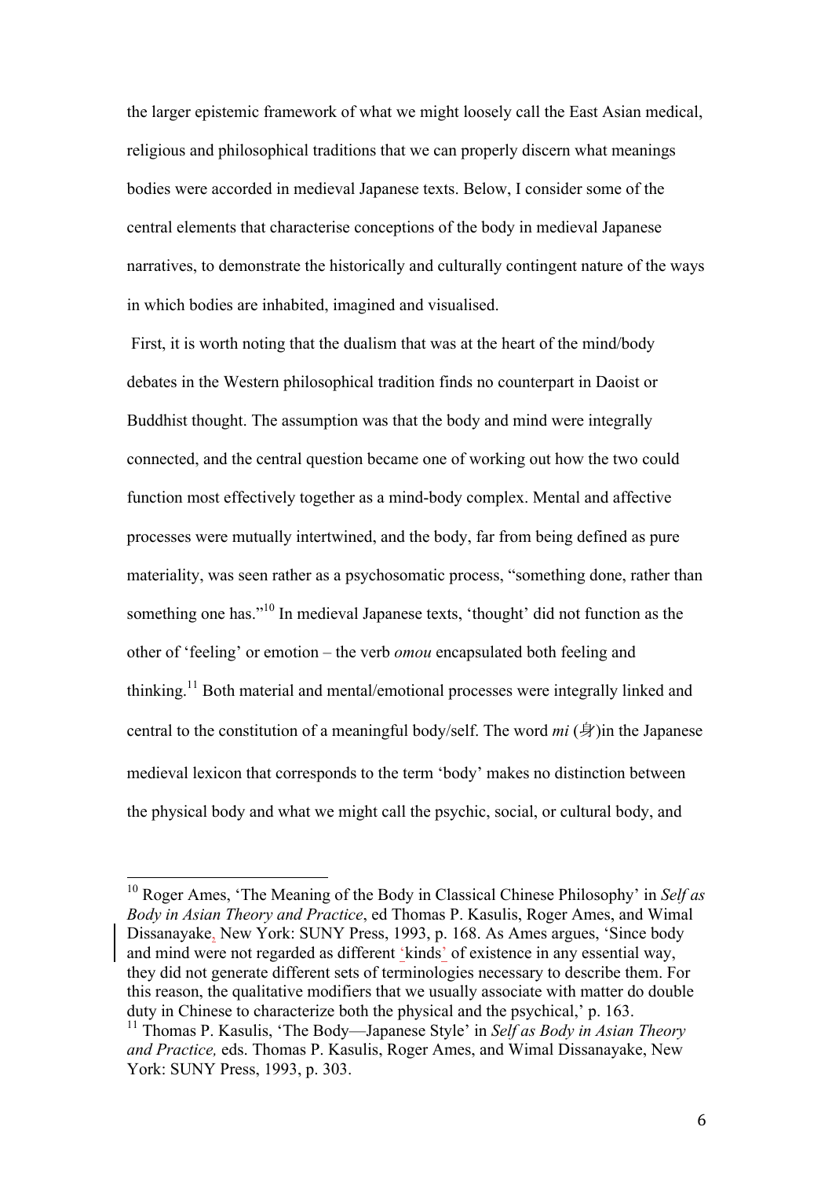the larger epistemic framework of what we might loosely call the East Asian medical, religious and philosophical traditions that we can properly discern what meanings bodies were accorded in medieval Japanese texts. Below, I consider some of the central elements that characterise conceptions of the body in medieval Japanese narratives, to demonstrate the historically and culturally contingent nature of the ways in which bodies are inhabited, imagined and visualised.

First, it is worth noting that the dualism that was at the heart of the mind/body debates in the Western philosophical tradition finds no counterpart in Daoist or Buddhist thought. The assumption was that the body and mind were integrally connected, and the central question became one of working out how the two could function most effectively together as a mind-body complex. Mental and affective processes were mutually intertwined, and the body, far from being defined as pure materiality, was seen rather as a psychosomatic process, "something done, rather than something one has."[10] In medieval Japanese texts, 'thought' did not function as the other of 'feeling' or emotion – the verb *omou* encapsulated both feeling and thinking.[11] Both material and mental/emotional processes were integrally linked and central to the constitution of a meaningful body/self. The word *mi* (身)in the Japanese medieval lexicon that corresponds to the term 'body' makes no distinction between the physical body and what we might call the psychic, social, or cultural body, and

---

[10] Roger Ames, 'The Meaning of the Body in Classical Chinese Philosophy' in *Self as Body in Asian Theory and Practice*, ed Thomas P. Kasulis, Roger Ames, and Wimal Dissanayake, New York: SUNY Press, 1993, p. 168. As Ames argues, 'Since body and mind were not regarded as different 'kinds' of existence in any essential way, they did not generate different sets of terminologies necessary to describe them. For this reason, the qualitative modifiers that we usually associate with matter do double duty in Chinese to characterize both the physical and the psychical,' p. 163.

[11] Thomas P. Kasulis, 'The Body—Japanese Style' in *Self as Body in Asian Theory and Practice,* eds. Thomas P. Kasulis, Roger Ames, and Wimal Dissanayake, New York: SUNY Press, 1993, p. 303.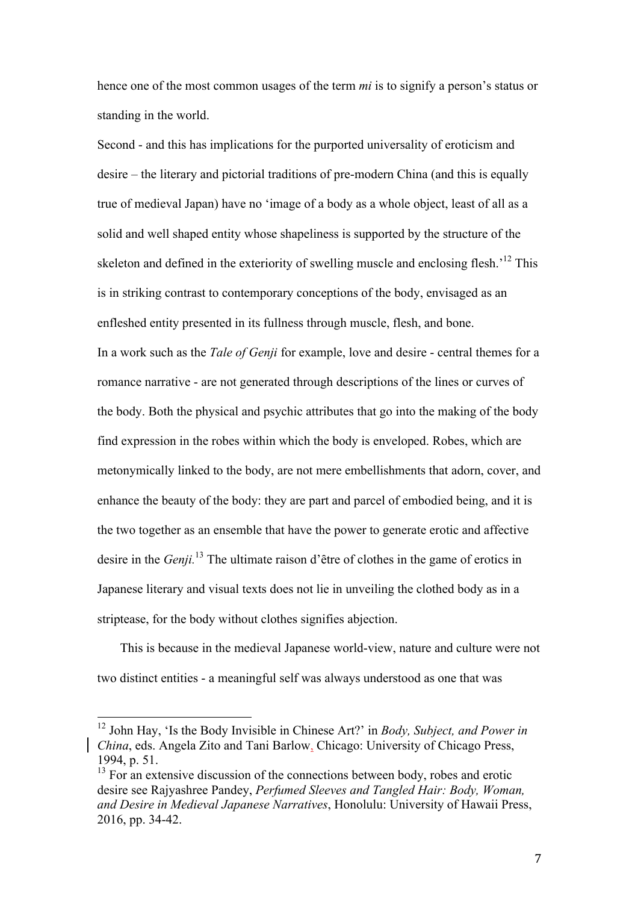hence one of the most common usages of the term *mi* is to signify a person's status or standing in the world.

Second - and this has implications for the purported universality of eroticism and desire – the literary and pictorial traditions of pre-modern China (and this is equally true of medieval Japan) have no 'image of a body as a whole object, least of all as a solid and well shaped entity whose shapeliness is supported by the structure of the skeleton and defined in the exteriority of swelling muscle and enclosing flesh.'[12] This is in striking contrast to contemporary conceptions of the body, envisaged as an enfleshed entity presented in its fullness through muscle, flesh, and bone.

In a work such as the *Tale of Genji* for example, love and desire - central themes for a romance narrative - are not generated through descriptions of the lines or curves of the body. Both the physical and psychic attributes that go into the making of the body find expression in the robes within which the body is enveloped. Robes, which are metonymically linked to the body, are not mere embellishments that adorn, cover, and enhance the beauty of the body: they are part and parcel of embodied being, and it is the two together as an ensemble that have the power to generate erotic and affective desire in the *Genji.*[13] The ultimate raison d'être of clothes in the game of erotics in Japanese literary and visual texts does not lie in unveiling the clothed body as in a striptease, for the body without clothes signifies abjection.

This is because in the medieval Japanese world-view, nature and culture were not two distinct entities - a meaningful self was always understood as one that was

---

[12] John Hay, 'Is the Body Invisible in Chinese Art?' in *Body, Subject, and Power in China*, eds. Angela Zito and Tani Barlow, Chicago: University of Chicago Press, 1994, p. 51.

[13] For an extensive discussion of the connections between body, robes and erotic desire see Rajyashree Pandey, *Perfumed Sleeves and Tangled Hair: Body, Woman, and Desire in Medieval Japanese Narratives*, Honolulu: University of Hawaii Press, 2016, pp. 34-42.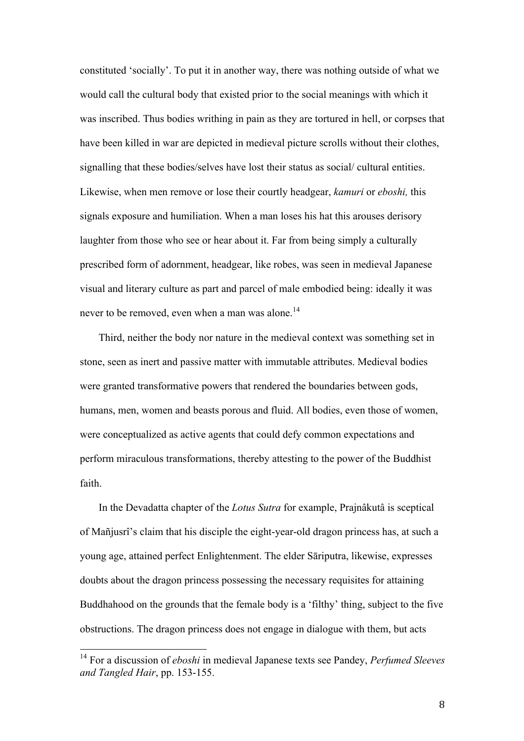constituted 'socially'. To put it in another way, there was nothing outside of what we would call the cultural body that existed prior to the social meanings with which it was inscribed. Thus bodies writhing in pain as they are tortured in hell, or corpses that have been killed in war are depicted in medieval picture scrolls without their clothes, signalling that these bodies/selves have lost their status as social/ cultural entities. Likewise, when men remove or lose their courtly headgear, *kamuri* or *eboshi,* this signals exposure and humiliation. When a man loses his hat this arouses derisory laughter from those who see or hear about it. Far from being simply a culturally prescribed form of adornment, headgear, like robes, was seen in medieval Japanese visual and literary culture as part and parcel of male embodied being: ideally it was never to be removed, even when a man was alone.[14]

Third, neither the body nor nature in the medieval context was something set in stone, seen as inert and passive matter with immutable attributes. Medieval bodies were granted transformative powers that rendered the boundaries between gods, humans, men, women and beasts porous and fluid. All bodies, even those of women, were conceptualized as active agents that could defy common expectations and perform miraculous transformations, thereby attesting to the power of the Buddhist faith.

In the Devadatta chapter of the *Lotus Sutra* for example, Prajnâkutâ is sceptical of Mañjusrî's claim that his disciple the eight-year-old dragon princess has, at such a young age, attained perfect Enlightenment. The elder Sāriputra, likewise, expresses doubts about the dragon princess possessing the necessary requisites for attaining Buddhahood on the grounds that the female body is a 'filthy' thing, subject to the five obstructions. The dragon princess does not engage in dialogue with them, but acts

[14] For a discussion of *eboshi* in medieval Japanese texts see Pandey, *Perfumed Sleeves and Tangled Hair*, pp. 153-155.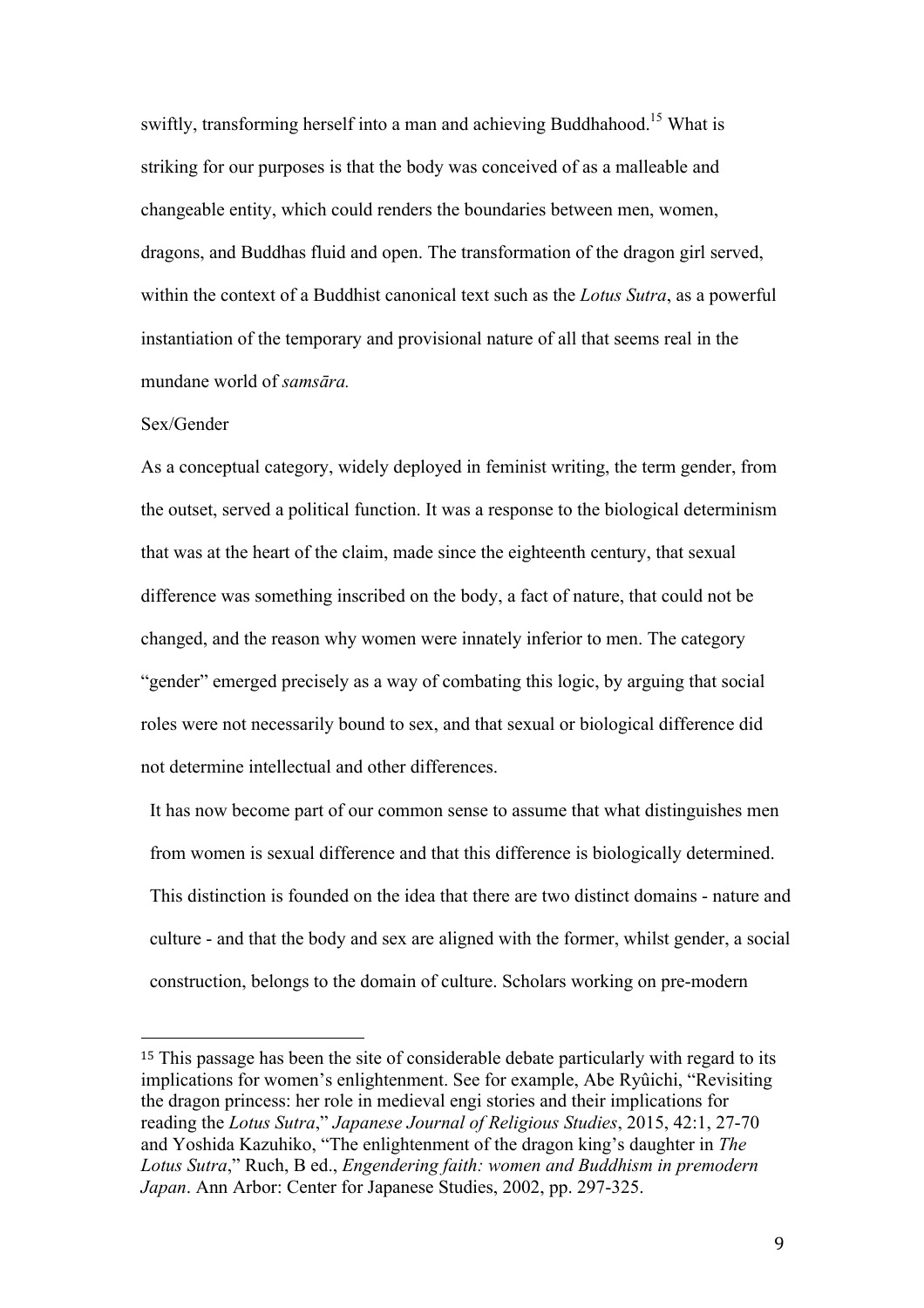swiftly, transforming herself into a man and achieving Buddhahood.[15] What is striking for our purposes is that the body was conceived of as a malleable and changeable entity, which could renders the boundaries between men, women, dragons, and Buddhas fluid and open. The transformation of the dragon girl served, within the context of a Buddhist canonical text such as the *Lotus Sutra*, as a powerful instantiation of the temporary and provisional nature of all that seems real in the mundane world of *samsāra.*

## Sex/Gender

As a conceptual category, widely deployed in feminist writing, the term gender, from the outset, served a political function. It was a response to the biological determinism that was at the heart of the claim, made since the eighteenth century, that sexual difference was something inscribed on the body, a fact of nature, that could not be changed, and the reason why women were innately inferior to men. The category "gender" emerged precisely as a way of combating this logic, by arguing that social roles were not necessarily bound to sex, and that sexual or biological difference did not determine intellectual and other differences.

It has now become part of our common sense to assume that what distinguishes men from women is sexual difference and that this difference is biologically determined. This distinction is founded on the idea that there are two distinct domains - nature and culture - and that the body and sex are aligned with the former, whilst gender, a social construction, belongs to the domain of culture. Scholars working on pre-modern

---

[15] This passage has been the site of considerable debate particularly with regard to its implications for women's enlightenment. See for example, Abe Ryûichi, "Revisiting the dragon princess: her role in medieval engi stories and their implications for reading the *Lotus Sutra*," *Japanese Journal of Religious Studies*, 2015, 42:1, 27-70 and Yoshida Kazuhiko, "The enlightenment of the dragon king's daughter in *The Lotus Sutra*," Ruch, B ed., *Engendering faith: women and Buddhism in premodern Japan*. Ann Arbor: Center for Japanese Studies, 2002, pp. 297-325.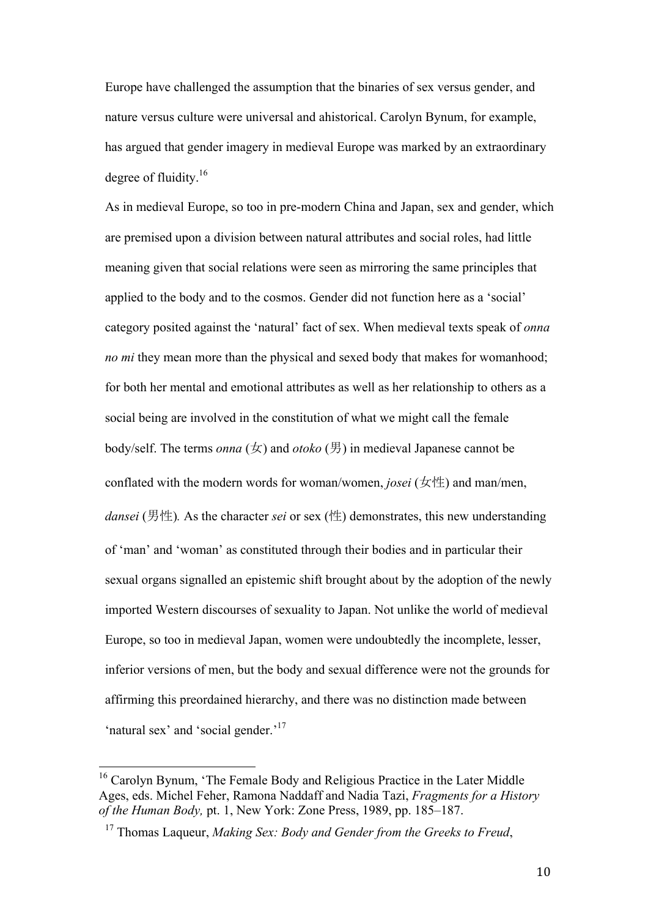Europe have challenged the assumption that the binaries of sex versus gender, and nature versus culture were universal and ahistorical. Carolyn Bynum, for example, has argued that gender imagery in medieval Europe was marked by an extraordinary degree of fluidity.[16]

As in medieval Europe, so too in pre-modern China and Japan, sex and gender, which are premised upon a division between natural attributes and social roles, had little meaning given that social relations were seen as mirroring the same principles that applied to the body and to the cosmos. Gender did not function here as a 'social' category posited against the 'natural' fact of sex. When medieval texts speak of *onna no mi* they mean more than the physical and sexed body that makes for womanhood; for both her mental and emotional attributes as well as her relationship to others as a social being are involved in the constitution of what we might call the female body/self. The terms *onna* (女) and *otoko* (男) in medieval Japanese cannot be conflated with the modern words for woman/women, *josei* (女性) and man/men, *dansei* (男性)*.* As the character *sei* or sex (性) demonstrates, this new understanding of 'man' and 'woman' as constituted through their bodies and in particular their sexual organs signalled an epistemic shift brought about by the adoption of the newly imported Western discourses of sexuality to Japan. Not unlike the world of medieval Europe, so too in medieval Japan, women were undoubtedly the incomplete, lesser, inferior versions of men, but the body and sexual difference were not the grounds for affirming this preordained hierarchy, and there was no distinction made between 'natural sex' and 'social gender.'[17]

---

[16] Carolyn Bynum, 'The Female Body and Religious Practice in the Later Middle Ages, eds. Michel Feher, Ramona Naddaff and Nadia Tazi, *Fragments for a History of the Human Body,* pt. 1, New York: Zone Press, 1989, pp. 185–187.

[17] Thomas Laqueur, *Making Sex: Body and Gender from the Greeks to Freud*,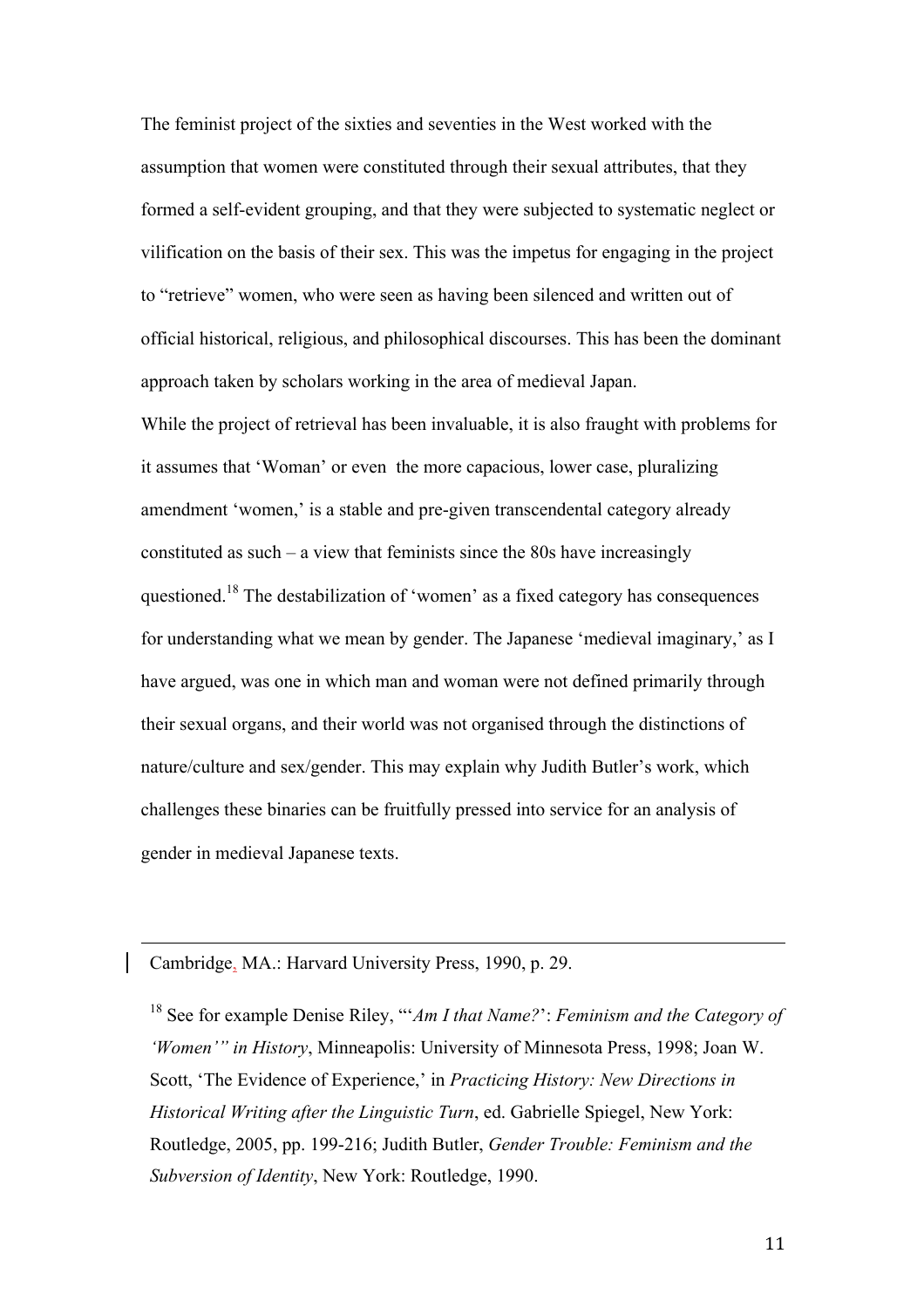The feminist project of the sixties and seventies in the West worked with the assumption that women were constituted through their sexual attributes, that they formed a self-evident grouping, and that they were subjected to systematic neglect or vilification on the basis of their sex. This was the impetus for engaging in the project to "retrieve" women, who were seen as having been silenced and written out of official historical, religious, and philosophical discourses. This has been the dominant approach taken by scholars working in the area of medieval Japan.

While the project of retrieval has been invaluable, it is also fraught with problems for it assumes that 'Woman' or even the more capacious, lower case, pluralizing amendment 'women,' is a stable and pre-given transcendental category already constituted as such – a view that feminists since the 80s have increasingly questioned.[18] The destabilization of 'women' as a fixed category has consequences for understanding what we mean by gender. The Japanese 'medieval imaginary,' as I have argued, was one in which man and woman were not defined primarily through their sexual organs, and their world was not organised through the distinctions of nature/culture and sex/gender. This may explain why Judith Butler's work, which challenges these binaries can be fruitfully pressed into service for an analysis of gender in medieval Japanese texts.

---

Cambridge, MA.: Harvard University Press, 1990, p. 29.

[18] See for example Denise Riley, "'*Am I that Name?*': *Feminism and the Category of 'Women'" in History*, Minneapolis: University of Minnesota Press, 1998; Joan W. Scott, 'The Evidence of Experience,' in *Practicing History: New Directions in Historical Writing after the Linguistic Turn*, ed. Gabrielle Spiegel, New York: Routledge, 2005, pp. 199-216; Judith Butler, *Gender Trouble: Feminism and the Subversion of Identity*, New York: Routledge, 1990.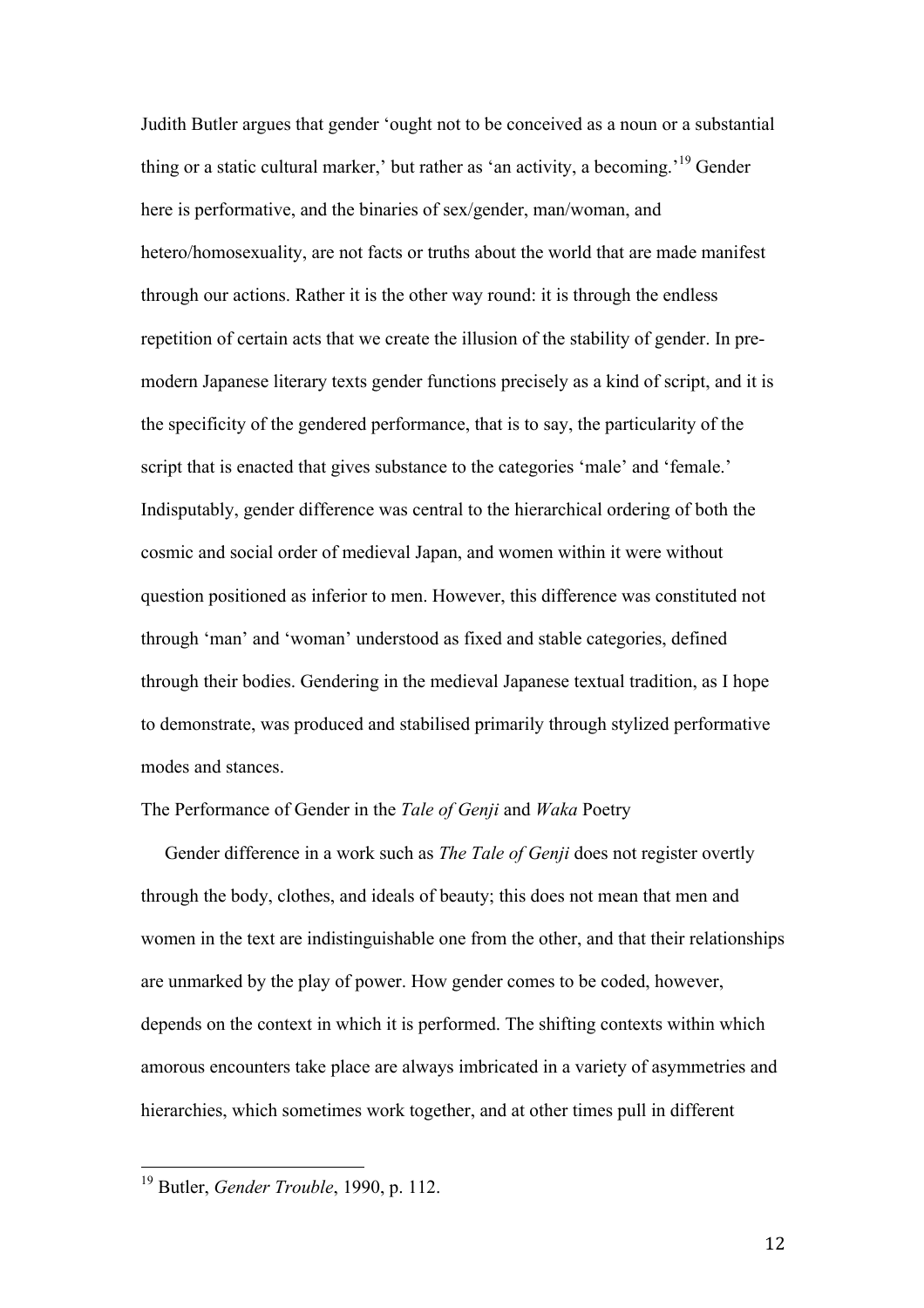Judith Butler argues that gender 'ought not to be conceived as a noun or a substantial thing or a static cultural marker,' but rather as 'an activity, a becoming.'[19] Gender here is performative, and the binaries of sex/gender, man/woman, and hetero/homosexuality, are not facts or truths about the world that are made manifest through our actions. Rather it is the other way round: it is through the endless repetition of certain acts that we create the illusion of the stability of gender. In pre-modern Japanese literary texts gender functions precisely as a kind of script, and it is the specificity of the gendered performance, that is to say, the particularity of the script that is enacted that gives substance to the categories 'male' and 'female.' Indisputably, gender difference was central to the hierarchical ordering of both the cosmic and social order of medieval Japan, and women within it were without question positioned as inferior to men. However, this difference was constituted not through 'man' and 'woman' understood as fixed and stable categories, defined through their bodies. Gendering in the medieval Japanese textual tradition, as I hope to demonstrate, was produced and stabilised primarily through stylized performative modes and stances.

## The Performance of Gender in the *Tale of Genji* and *Waka* Poetry

Gender difference in a work such as *The Tale of Genji* does not register overtly through the body, clothes, and ideals of beauty; this does not mean that men and women in the text are indistinguishable one from the other, and that their relationships are unmarked by the play of power. How gender comes to be coded, however, depends on the context in which it is performed. The shifting contexts within which amorous encounters take place are always imbricated in a variety of asymmetries and hierarchies, which sometimes work together, and at other times pull in different

[19] Butler, *Gender Trouble*, 1990, p. 112.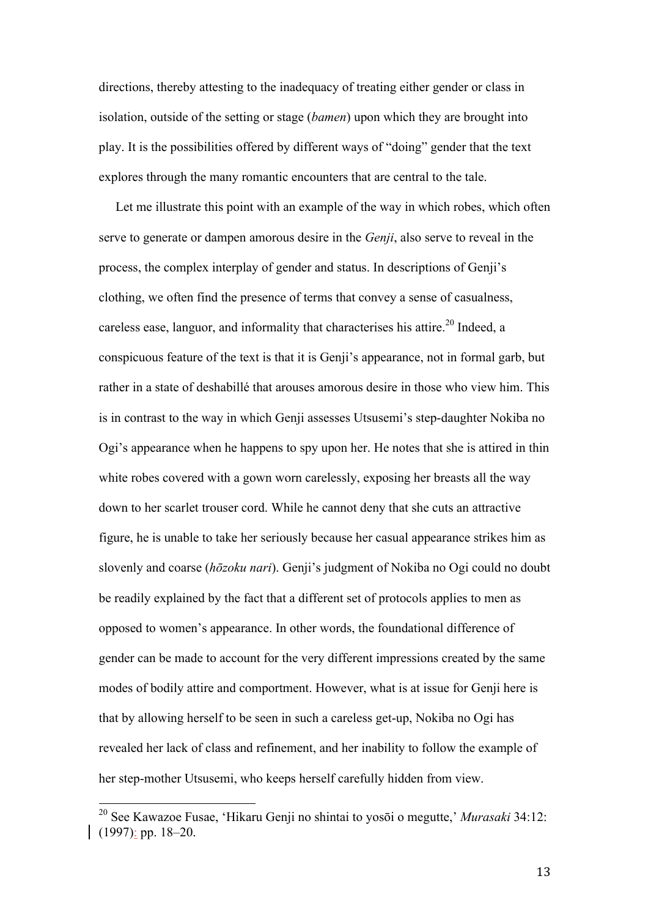directions, thereby attesting to the inadequacy of treating either gender or class in isolation, outside of the setting or stage (*bamen*) upon which they are brought into play. It is the possibilities offered by different ways of "doing" gender that the text explores through the many romantic encounters that are central to the tale.

Let me illustrate this point with an example of the way in which robes, which often serve to generate or dampen amorous desire in the *Genji*, also serve to reveal in the process, the complex interplay of gender and status. In descriptions of Genji's clothing, we often find the presence of terms that convey a sense of casualness, careless ease, languor, and informality that characterises his attire.[20] Indeed, a conspicuous feature of the text is that it is Genji's appearance, not in formal garb, but rather in a state of deshabillé that arouses amorous desire in those who view him. This is in contrast to the way in which Genji assesses Utsusemi's step-daughter Nokiba no Ogi's appearance when he happens to spy upon her. He notes that she is attired in thin white robes covered with a gown worn carelessly, exposing her breasts all the way down to her scarlet trouser cord. While he cannot deny that she cuts an attractive figure, he is unable to take her seriously because her casual appearance strikes him as slovenly and coarse (*hōzoku nari*). Genji's judgment of Nokiba no Ogi could no doubt be readily explained by the fact that a different set of protocols applies to men as opposed to women's appearance. In other words, the foundational difference of gender can be made to account for the very different impressions created by the same modes of bodily attire and comportment. However, what is at issue for Genji here is that by allowing herself to be seen in such a careless get-up, Nokiba no Ogi has revealed her lack of class and refinement, and her inability to follow the example of her step-mother Utsusemi, who keeps herself carefully hidden from view.

[20] See Kawazoe Fusae, 'Hikaru Genji no shintai to yosōi o megutte,' *Murasaki* 34:12: (1997): pp. 18–20.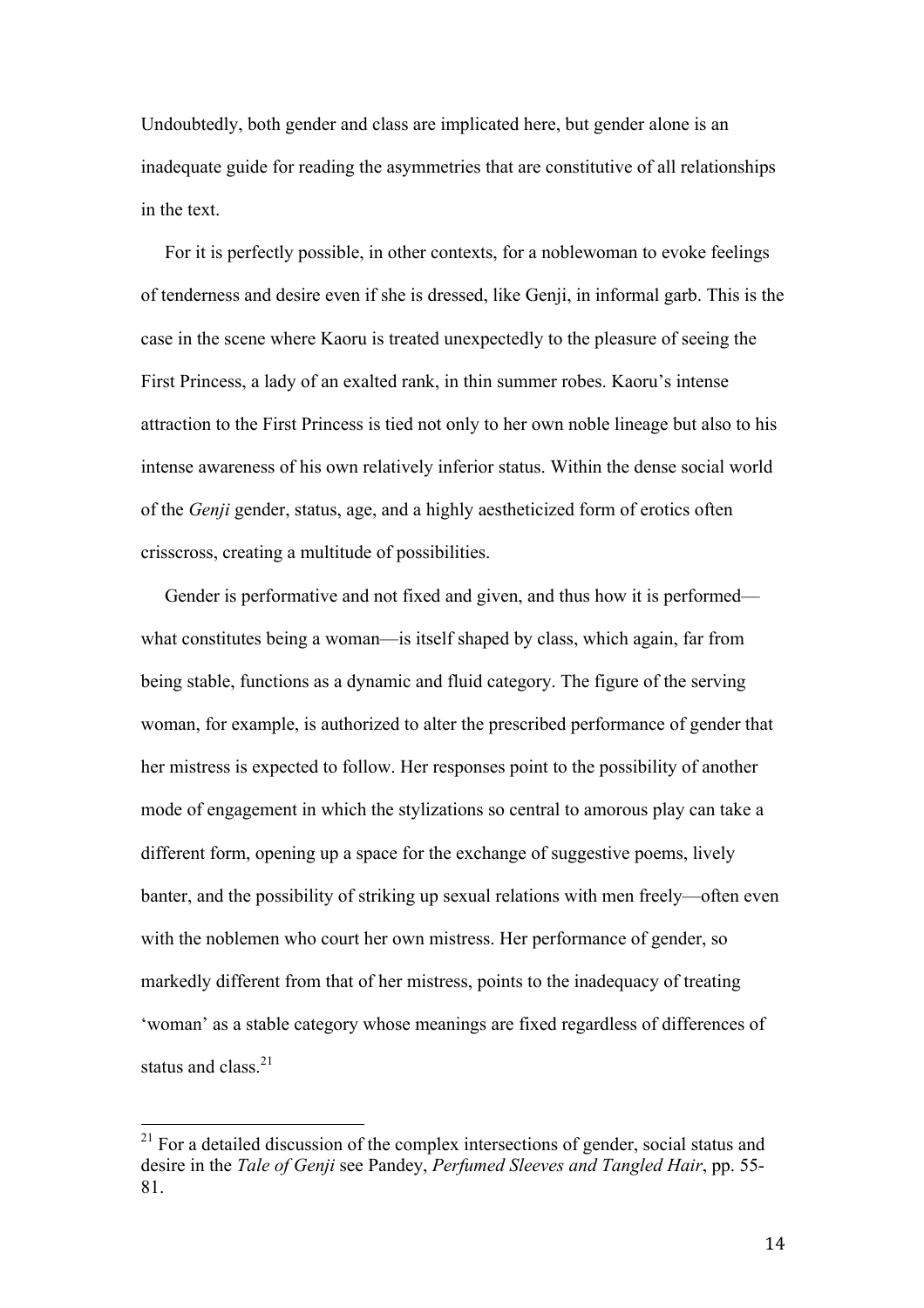Undoubtedly, both gender and class are implicated here, but gender alone is an inadequate guide for reading the asymmetries that are constitutive of all relationships in the text.

For it is perfectly possible, in other contexts, for a noblewoman to evoke feelings of tenderness and desire even if she is dressed, like Genji, in informal garb. This is the case in the scene where Kaoru is treated unexpectedly to the pleasure of seeing the First Princess, a lady of an exalted rank, in thin summer robes. Kaoru's intense attraction to the First Princess is tied not only to her own noble lineage but also to his intense awareness of his own relatively inferior status. Within the dense social world of the *Genji* gender, status, age, and a highly aestheticized form of erotics often crisscross, creating a multitude of possibilities.

Gender is performative and not fixed and given, and thus how it is performed—what constitutes being a woman—is itself shaped by class, which again, far from being stable, functions as a dynamic and fluid category. The figure of the serving woman, for example, is authorized to alter the prescribed performance of gender that her mistress is expected to follow. Her responses point to the possibility of another mode of engagement in which the stylizations so central to amorous play can take a different form, opening up a space for the exchange of suggestive poems, lively banter, and the possibility of striking up sexual relations with men freely—often even with the noblemen who court her own mistress. Her performance of gender, so markedly different from that of her mistress, points to the inadequacy of treating 'woman' as a stable category whose meanings are fixed regardless of differences of status and class.[21]

[21] For a detailed discussion of the complex intersections of gender, social status and desire in the *Tale of Genji* see Pandey, *Perfumed Sleeves and Tangled Hair*, pp. 55-81.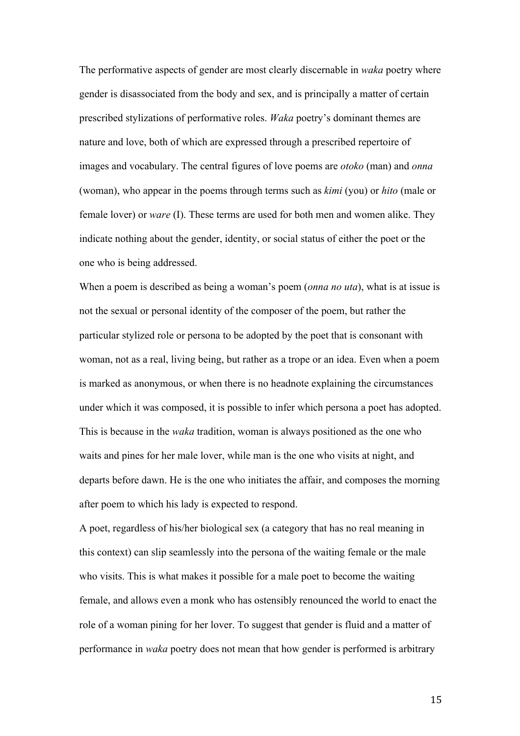The performative aspects of gender are most clearly discernable in *waka* poetry where gender is disassociated from the body and sex, and is principally a matter of certain prescribed stylizations of performative roles. *Waka* poetry's dominant themes are nature and love, both of which are expressed through a prescribed repertoire of images and vocabulary. The central figures of love poems are *otoko* (man) and *onna* (woman), who appear in the poems through terms such as *kimi* (you) or *hito* (male or female lover) or *ware* (I). These terms are used for both men and women alike. They indicate nothing about the gender, identity, or social status of either the poet or the one who is being addressed.

When a poem is described as being a woman's poem (*onna no uta*), what is at issue is not the sexual or personal identity of the composer of the poem, but rather the particular stylized role or persona to be adopted by the poet that is consonant with woman, not as a real, living being, but rather as a trope or an idea. Even when a poem is marked as anonymous, or when there is no headnote explaining the circumstances under which it was composed, it is possible to infer which persona a poet has adopted. This is because in the *waka* tradition, woman is always positioned as the one who waits and pines for her male lover, while man is the one who visits at night, and departs before dawn. He is the one who initiates the affair, and composes the morning after poem to which his lady is expected to respond.

A poet, regardless of his/her biological sex (a category that has no real meaning in this context) can slip seamlessly into the persona of the waiting female or the male who visits. This is what makes it possible for a male poet to become the waiting female, and allows even a monk who has ostensibly renounced the world to enact the role of a woman pining for her lover. To suggest that gender is fluid and a matter of performance in *waka* poetry does not mean that how gender is performed is arbitrary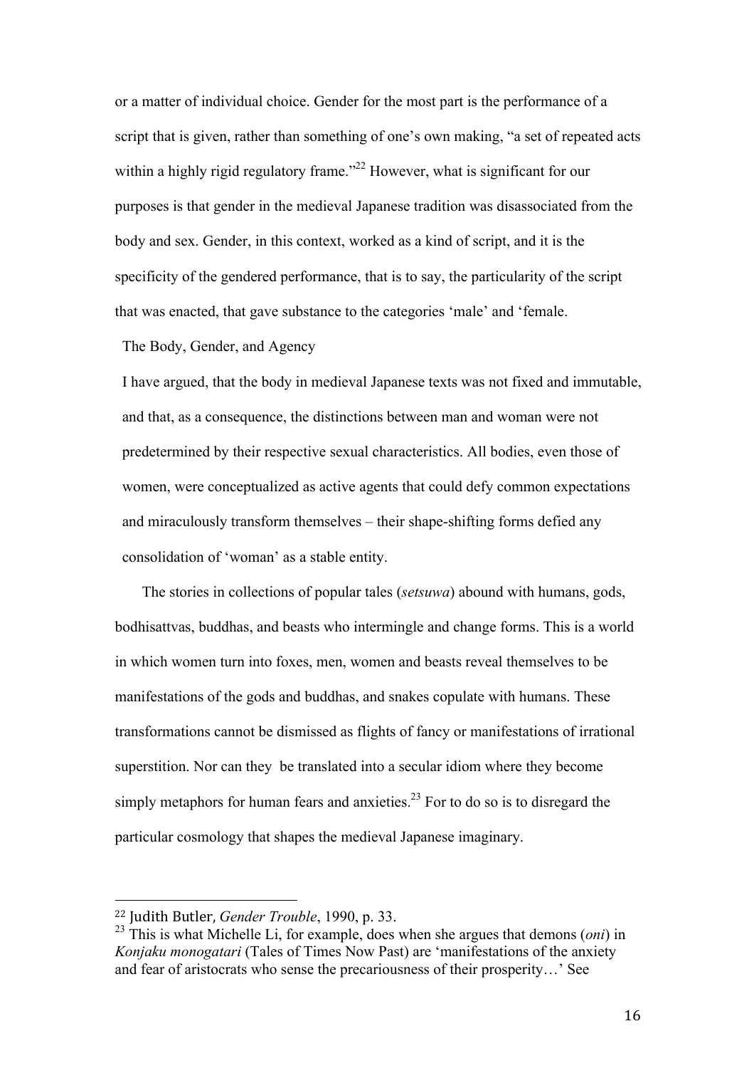or a matter of individual choice. Gender for the most part is the performance of a script that is given, rather than something of one's own making, "a set of repeated acts within a highly rigid regulatory frame."[22] However, what is significant for our purposes is that gender in the medieval Japanese tradition was disassociated from the body and sex. Gender, in this context, worked as a kind of script, and it is the specificity of the gendered performance, that is to say, the particularity of the script that was enacted, that gave substance to the categories 'male' and 'female.

## The Body, Gender, and Agency

I have argued, that the body in medieval Japanese texts was not fixed and immutable, and that, as a consequence, the distinctions between man and woman were not predetermined by their respective sexual characteristics. All bodies, even those of women, were conceptualized as active agents that could defy common expectations and miraculously transform themselves – their shape-shifting forms defied any consolidation of 'woman' as a stable entity.

The stories in collections of popular tales (*setsuwa*) abound with humans, gods, bodhisattvas, buddhas, and beasts who intermingle and change forms. This is a world in which women turn into foxes, men, women and beasts reveal themselves to be manifestations of the gods and buddhas, and snakes copulate with humans. These transformations cannot be dismissed as flights of fancy or manifestations of irrational superstition. Nor can they be translated into a secular idiom where they become simply metaphors for human fears and anxieties.[23] For to do so is to disregard the particular cosmology that shapes the medieval Japanese imaginary.

---

[22] Judith Butler, *Gender Trouble*, 1990, p. 33.

[23] This is what Michelle Li, for example, does when she argues that demons (*oni*) in *Konjaku monogatari* (Tales of Times Now Past) are 'manifestations of the anxiety and fear of aristocrats who sense the precariousness of their prosperity…' See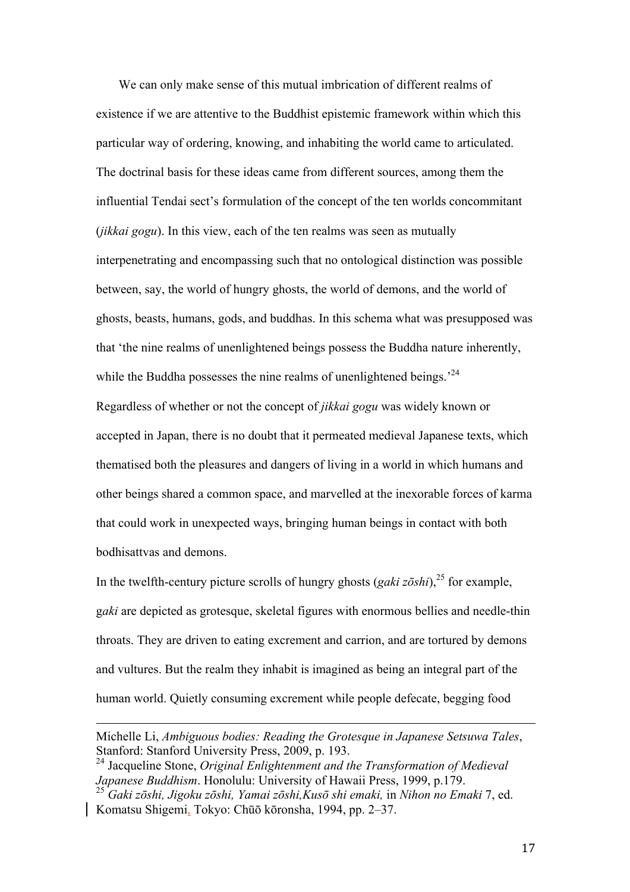We can only make sense of this mutual imbrication of different realms of existence if we are attentive to the Buddhist epistemic framework within which this particular way of ordering, knowing, and inhabiting the world came to articulated. The doctrinal basis for these ideas came from different sources, among them the influential Tendai sect's formulation of the concept of the ten worlds concommitant (*jikkai gogu*). In this view, each of the ten realms was seen as mutually interpenetrating and encompassing such that no ontological distinction was possible between, say, the world of hungry ghosts, the world of demons, and the world of ghosts, beasts, humans, gods, and buddhas. In this schema what was presupposed was that 'the nine realms of unenlightened beings possess the Buddha nature inherently, while the Buddha possesses the nine realms of unenlightened beings.'[24]

Regardless of whether or not the concept of *jikkai gogu* was widely known or accepted in Japan, there is no doubt that it permeated medieval Japanese texts, which thematised both the pleasures and dangers of living in a world in which humans and other beings shared a common space, and marvelled at the inexorable forces of karma that could work in unexpected ways, bringing human beings in contact with both bodhisattvas and demons.

In the twelfth-century picture scrolls of hungry ghosts (*gaki zōshi*),[25] for example, g*aki* are depicted as grotesque, skeletal figures with enormous bellies and needle-thin throats. They are driven to eating excrement and carrion, and are tortured by demons and vultures. But the realm they inhabit is imagined as being an integral part of the human world. Quietly consuming excrement while people defecate, begging food

---

Michelle Li, *Ambiguous bodies: Reading the Grotesque in Japanese Setsuwa Tales*, Stanford: Stanford University Press, 2009, p. 193.

[24] Jacqueline Stone, *Original Enlightenment and the Transformation of Medieval Japanese Buddhism*. Honolulu: University of Hawaii Press, 1999, p.179.

[25] *Gaki zōshi, Jigoku zōshi, Yamai zōshi,Kusō shi emaki,* in *Nihon no Emaki* 7, ed. Komatsu Shigemi, Tokyo: Chūō kōronsha, 1994, pp. 2–37.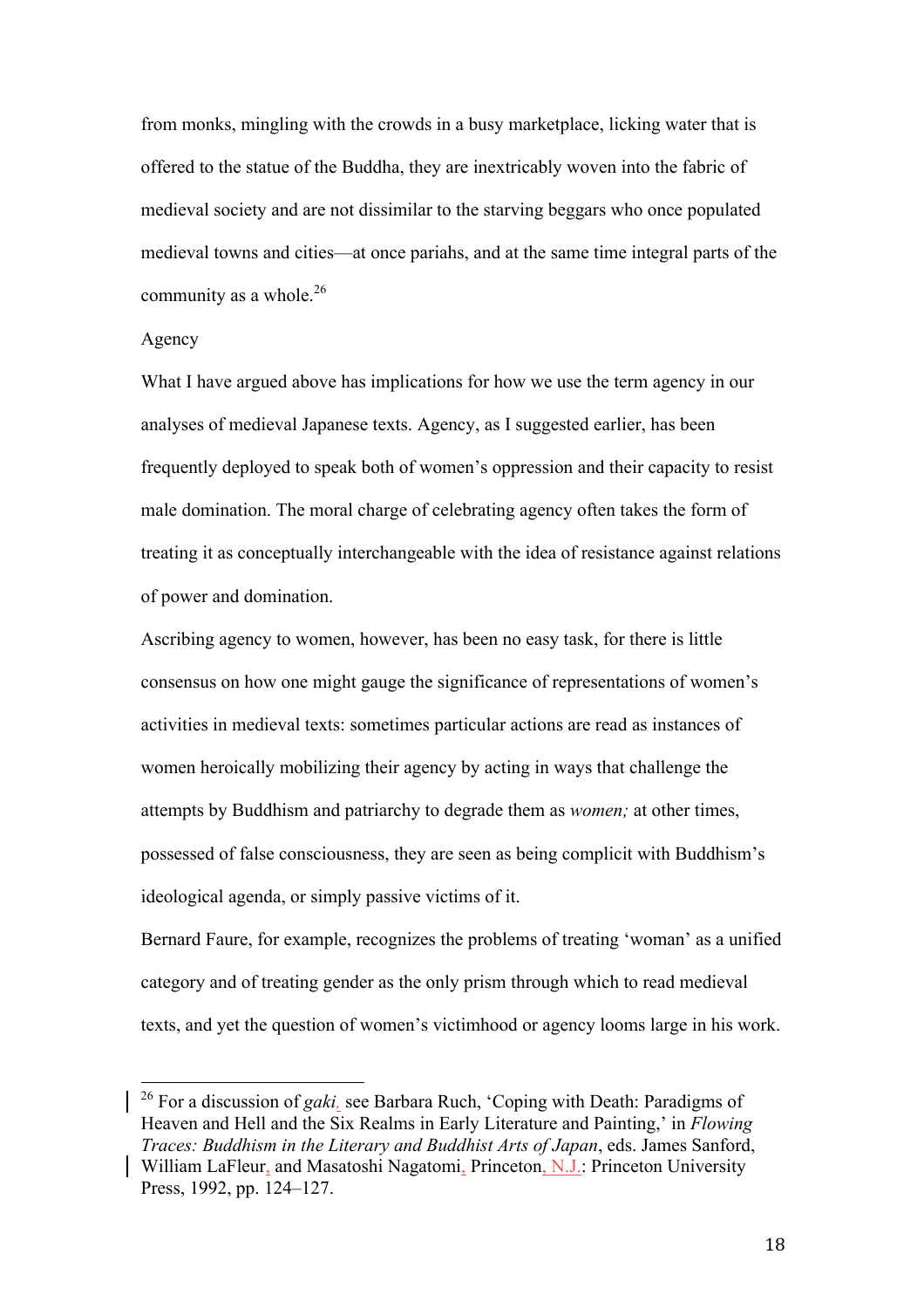from monks, mingling with the crowds in a busy marketplace, licking water that is offered to the statue of the Buddha, they are inextricably woven into the fabric of medieval society and are not dissimilar to the starving beggars who once populated medieval towns and cities—at once pariahs, and at the same time integral parts of the community as a whole.[26]

## Agency

What I have argued above has implications for how we use the term agency in our analyses of medieval Japanese texts. Agency, as I suggested earlier, has been frequently deployed to speak both of women's oppression and their capacity to resist male domination. The moral charge of celebrating agency often takes the form of treating it as conceptually interchangeable with the idea of resistance against relations of power and domination.

Ascribing agency to women, however, has been no easy task, for there is little consensus on how one might gauge the significance of representations of women's activities in medieval texts: sometimes particular actions are read as instances of women heroically mobilizing their agency by acting in ways that challenge the attempts by Buddhism and patriarchy to degrade them as *women;* at other times, possessed of false consciousness, they are seen as being complicit with Buddhism's ideological agenda, or simply passive victims of it.

Bernard Faure, for example, recognizes the problems of treating 'woman' as a unified category and of treating gender as the only prism through which to read medieval texts, and yet the question of women's victimhood or agency looms large in his work.

---

[26] For a discussion of *gaki*, see Barbara Ruch, 'Coping with Death: Paradigms of Heaven and Hell and the Six Realms in Early Literature and Painting,' in *Flowing Traces: Buddhism in the Literary and Buddhist Arts of Japan*, eds. James Sanford, William LaFleur, and Masatoshi Nagatomi, Princeton, N.J.: Princeton University Press, 1992, pp. 124–127.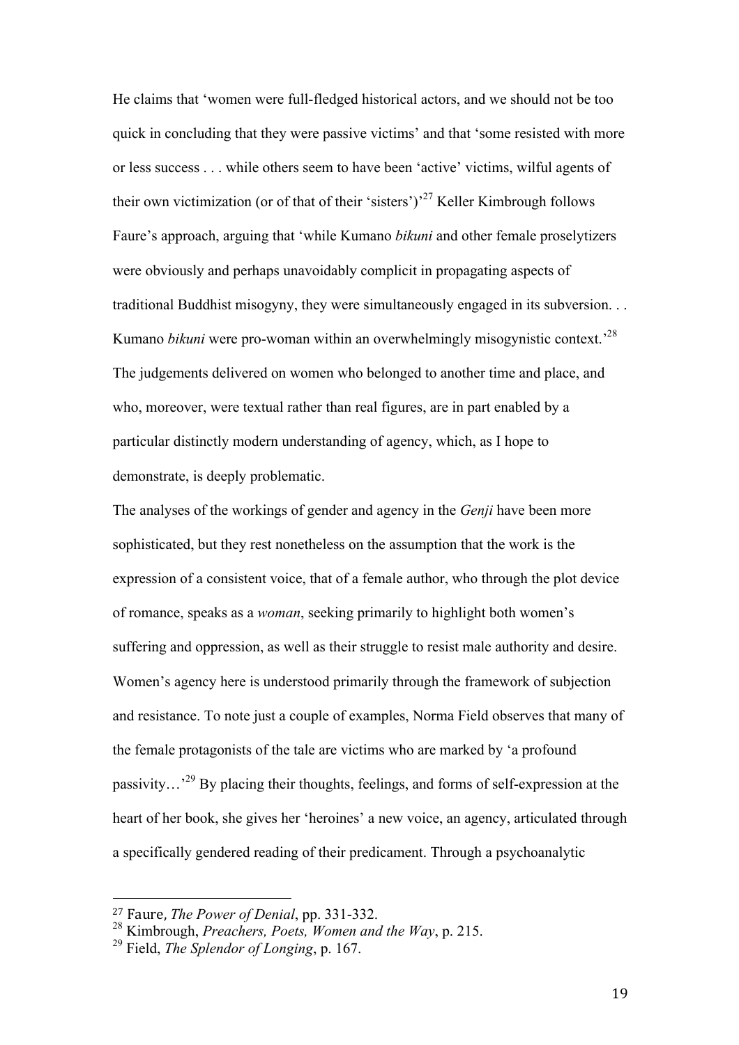He claims that 'women were full-fledged historical actors, and we should not be too quick in concluding that they were passive victims' and that 'some resisted with more or less success . . . while others seem to have been 'active' victims, wilful agents of their own victimization (or of that of their 'sisters')'[27] Keller Kimbrough follows Faure's approach, arguing that 'while Kumano *bikuni* and other female proselytizers were obviously and perhaps unavoidably complicit in propagating aspects of traditional Buddhist misogyny, they were simultaneously engaged in its subversion. . . Kumano *bikuni* were pro-woman within an overwhelmingly misogynistic context.'[28] The judgements delivered on women who belonged to another time and place, and who, moreover, were textual rather than real figures, are in part enabled by a particular distinctly modern understanding of agency, which, as I hope to demonstrate, is deeply problematic.

The analyses of the workings of gender and agency in the *Genji* have been more sophisticated, but they rest nonetheless on the assumption that the work is the expression of a consistent voice, that of a female author, who through the plot device of romance, speaks as a *woman*, seeking primarily to highlight both women's suffering and oppression, as well as their struggle to resist male authority and desire. Women's agency here is understood primarily through the framework of subjection and resistance. To note just a couple of examples, Norma Field observes that many of the female protagonists of the tale are victims who are marked by 'a profound passivity…'[29] By placing their thoughts, feelings, and forms of self-expression at the heart of her book, she gives her 'heroines' a new voice, an agency, articulated through a specifically gendered reading of their predicament. Through a psychoanalytic

---

[27] Faure, *The Power of Denial*, pp. 331-332.

[28] Kimbrough, *Preachers, Poets, Women and the Way*, p. 215.

[29] Field, *The Splendor of Longing*, p. 167.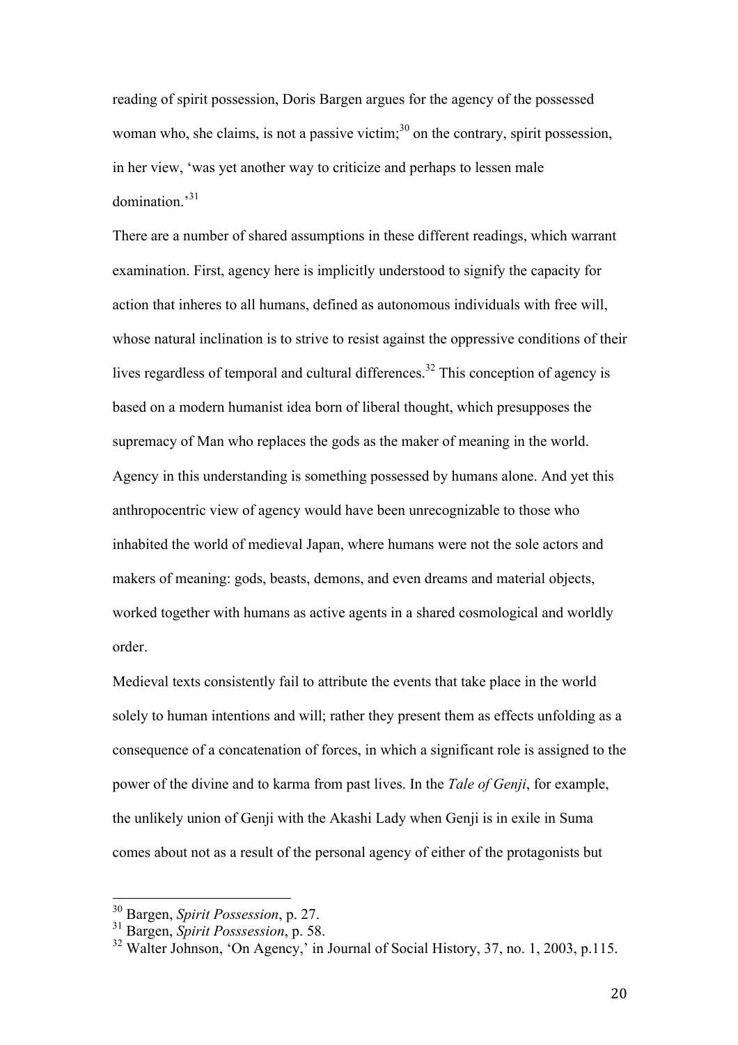reading of spirit possession, Doris Bargen argues for the agency of the possessed woman who, she claims, is not a passive victim;[30] on the contrary, spirit possession, in her view, 'was yet another way to criticize and perhaps to lessen male domination.'[31]

There are a number of shared assumptions in these different readings, which warrant examination. First, agency here is implicitly understood to signify the capacity for action that inheres to all humans, defined as autonomous individuals with free will, whose natural inclination is to strive to resist against the oppressive conditions of their lives regardless of temporal and cultural differences.[32] This conception of agency is based on a modern humanist idea born of liberal thought, which presupposes the supremacy of Man who replaces the gods as the maker of meaning in the world. Agency in this understanding is something possessed by humans alone. And yet this anthropocentric view of agency would have been unrecognizable to those who inhabited the world of medieval Japan, where humans were not the sole actors and makers of meaning: gods, beasts, demons, and even dreams and material objects, worked together with humans as active agents in a shared cosmological and worldly order.

Medieval texts consistently fail to attribute the events that take place in the world solely to human intentions and will; rather they present them as effects unfolding as a consequence of a concatenation of forces, in which a significant role is assigned to the power of the divine and to karma from past lives. In the *Tale of Genji*, for example, the unlikely union of Genji with the Akashi Lady when Genji is in exile in Suma comes about not as a result of the personal agency of either of the protagonists but

---

[30] Bargen, *Spirit Possession*, p. 27.

[31] Bargen, *Spirit Posssession*, p. 58.

[32] Walter Johnson, 'On Agency,' in Journal of Social History, 37, no. 1, 2003, p.115.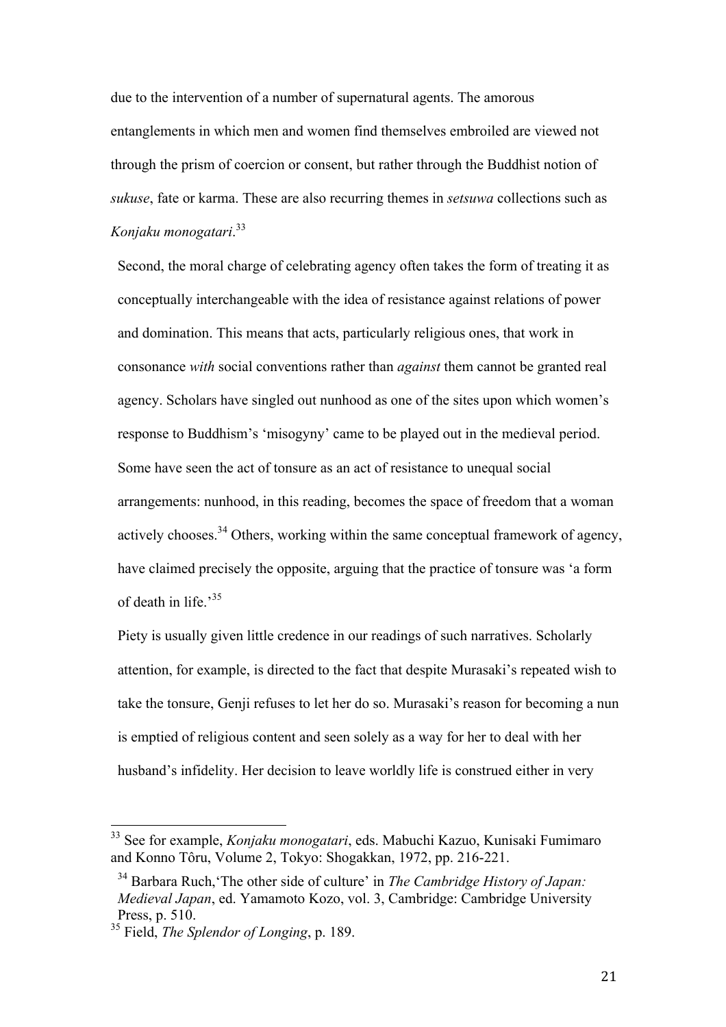due to the intervention of a number of supernatural agents. The amorous entanglements in which men and women find themselves embroiled are viewed not through the prism of coercion or consent, but rather through the Buddhist notion of *sukuse*, fate or karma. These are also recurring themes in *setsuwa* collections such as *Konjaku monogatari*.[33]

Second, the moral charge of celebrating agency often takes the form of treating it as conceptually interchangeable with the idea of resistance against relations of power and domination. This means that acts, particularly religious ones, that work in consonance *with* social conventions rather than *against* them cannot be granted real agency. Scholars have singled out nunhood as one of the sites upon which women's response to Buddhism's 'misogyny' came to be played out in the medieval period. Some have seen the act of tonsure as an act of resistance to unequal social arrangements: nunhood, in this reading, becomes the space of freedom that a woman actively chooses.[34] Others, working within the same conceptual framework of agency, have claimed precisely the opposite, arguing that the practice of tonsure was 'a form of death in life.'[35]

Piety is usually given little credence in our readings of such narratives. Scholarly attention, for example, is directed to the fact that despite Murasaki's repeated wish to take the tonsure, Genji refuses to let her do so. Murasaki's reason for becoming a nun is emptied of religious content and seen solely as a way for her to deal with her husband's infidelity. Her decision to leave worldly life is construed either in very

---

[33] See for example, *Konjaku monogatari*, eds. Mabuchi Kazuo, Kunisaki Fumimaro and Konno Tôru, Volume 2, Tokyo: Shogakkan, 1972, pp. 216-221.

[34] Barbara Ruch,'The other side of culture' in *The Cambridge History of Japan: Medieval Japan*, ed. Yamamoto Kozo, vol. 3, Cambridge: Cambridge University Press, p. 510.

[35] Field, *The Splendor of Longing*, p. 189.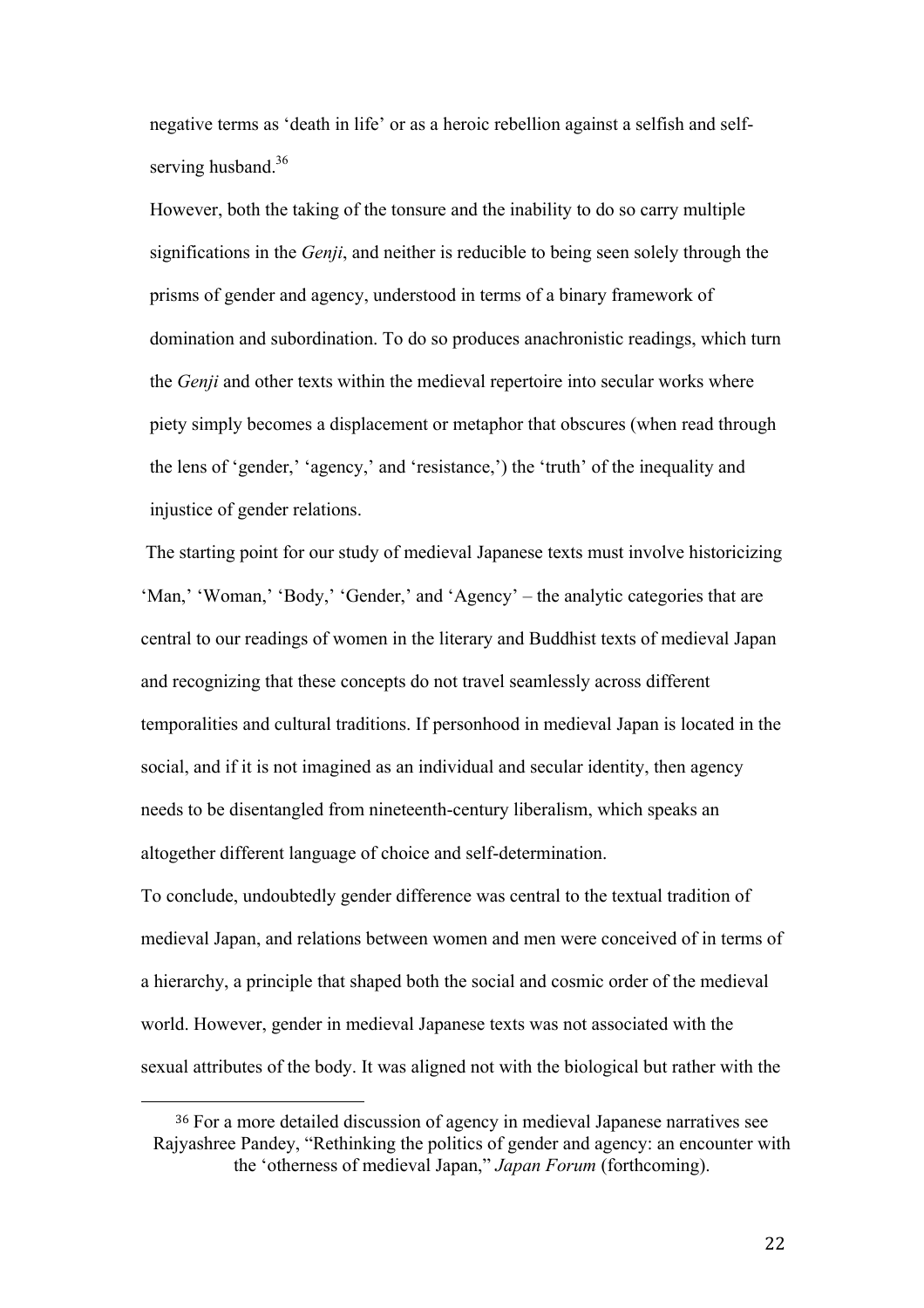negative terms as 'death in life' or as a heroic rebellion against a selfish and self-serving husband.[36]

However, both the taking of the tonsure and the inability to do so carry multiple significations in the *Genji*, and neither is reducible to being seen solely through the prisms of gender and agency, understood in terms of a binary framework of domination and subordination. To do so produces anachronistic readings, which turn the *Genji* and other texts within the medieval repertoire into secular works where piety simply becomes a displacement or metaphor that obscures (when read through the lens of 'gender,' 'agency,' and 'resistance,') the 'truth' of the inequality and injustice of gender relations.

The starting point for our study of medieval Japanese texts must involve historicizing 'Man,' 'Woman,' 'Body,' 'Gender,' and 'Agency' – the analytic categories that are central to our readings of women in the literary and Buddhist texts of medieval Japan and recognizing that these concepts do not travel seamlessly across different temporalities and cultural traditions. If personhood in medieval Japan is located in the social, and if it is not imagined as an individual and secular identity, then agency needs to be disentangled from nineteenth-century liberalism, which speaks an altogether different language of choice and self-determination.

To conclude, undoubtedly gender difference was central to the textual tradition of medieval Japan, and relations between women and men were conceived of in terms of a hierarchy, a principle that shaped both the social and cosmic order of the medieval world. However, gender in medieval Japanese texts was not associated with the sexual attributes of the body. It was aligned not with the biological but rather with the

---

[36] For a more detailed discussion of agency in medieval Japanese narratives see Rajyashree Pandey, "Rethinking the politics of gender and agency: an encounter with the 'otherness of medieval Japan," *Japan Forum* (forthcoming).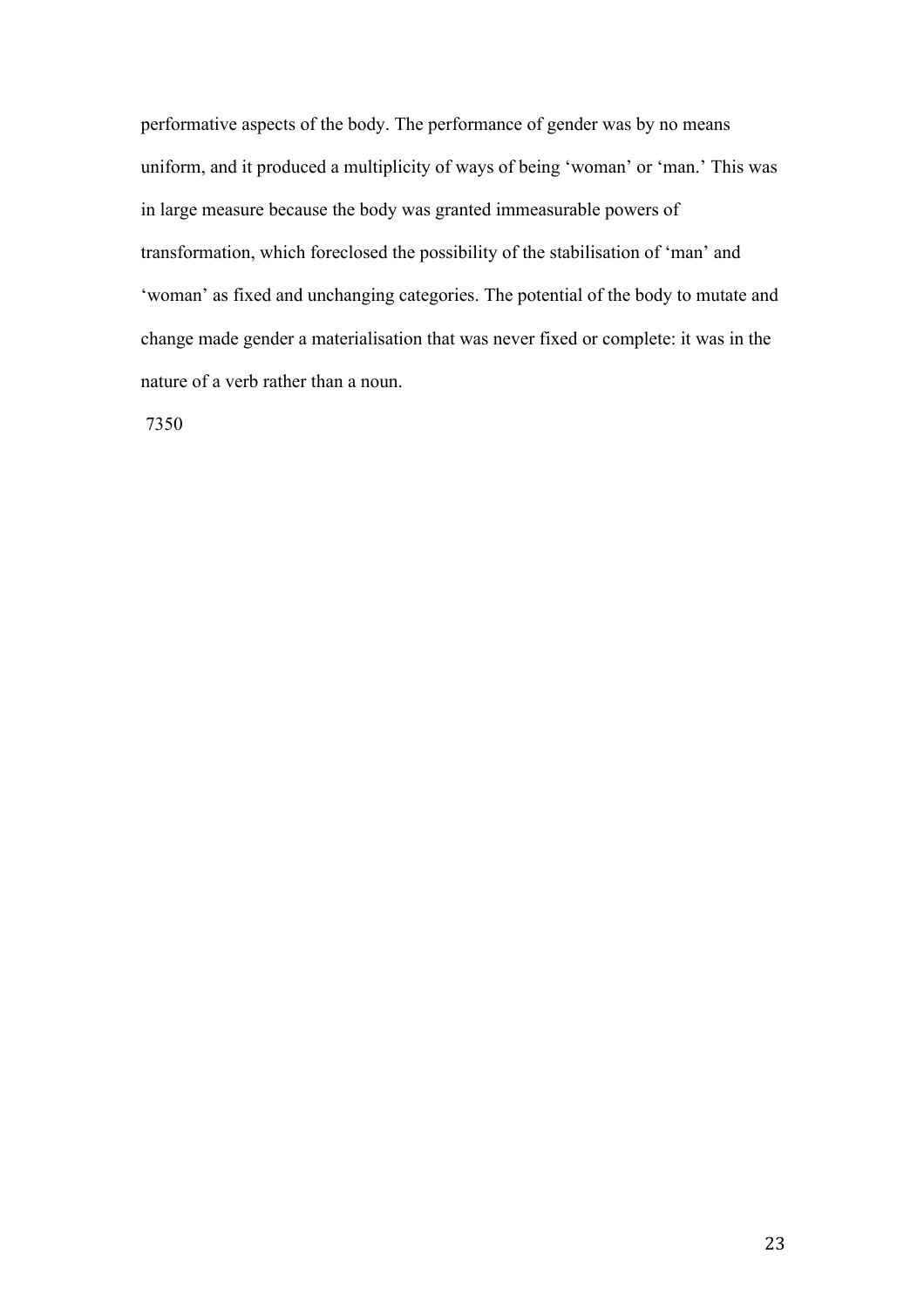performative aspects of the body. The performance of gender was by no means uniform, and it produced a multiplicity of ways of being 'woman' or 'man.' This was in large measure because the body was granted immeasurable powers of transformation, which foreclosed the possibility of the stabilisation of 'man' and 'woman' as fixed and unchanging categories. The potential of the body to mutate and change made gender a materialisation that was never fixed or complete: it was in the nature of a verb rather than a noun.

7350